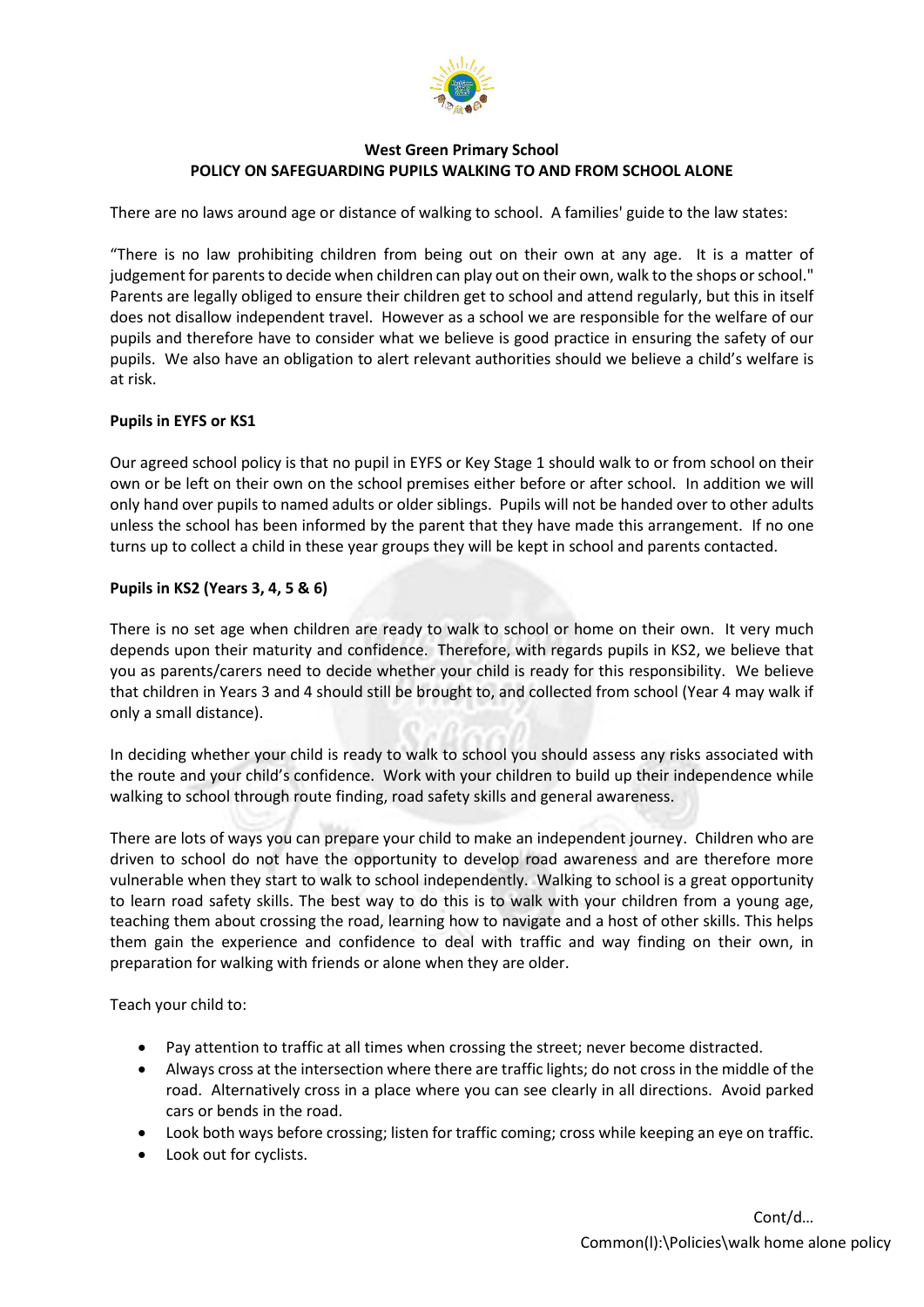# West Green Primary School
## POLICY ON SAFEGUARDING PUPILS WALKING TO AND FROM SCHOOL ALONE

There are no laws around age or distance of walking to school. A families' guide to the law states:

"There is no law prohibiting children from being out on their own at any age. It is a matter of judgement for parents to decide when children can play out on their own, walk to the shops or school." Parents are legally obliged to ensure their children get to school and attend regularly, but this in itself does not disallow independent travel. However as a school we are responsible for the welfare of our pupils and therefore have to consider what we believe is good practice in ensuring the safety of our pupils. We also have an obligation to alert relevant authorities should we believe a child's welfare is at risk.

**Pupils in EYFS or KS1**

Our agreed school policy is that no pupil in EYFS or Key Stage 1 should walk to or from school on their own or be left on their own on the school premises either before or after school. In addition we will only hand over pupils to named adults or older siblings. Pupils will not be handed over to other adults unless the school has been informed by the parent that they have made this arrangement. If no one turns up to collect a child in these year groups they will be kept in school and parents contacted.

**Pupils in KS2 (Years 3, 4, 5 & 6)**

There is no set age when children are ready to walk to school or home on their own. It very much depends upon their maturity and confidence. Therefore, with regards pupils in KS2, we believe that you as parents/carers need to decide whether your child is ready for this responsibility. We believe that children in Years 3 and 4 should still be brought to, and collected from school (Year 4 may walk if only a small distance).

In deciding whether your child is ready to walk to school you should assess any risks associated with the route and your child's confidence. Work with your children to build up their independence while walking to school through route finding, road safety skills and general awareness.

There are lots of ways you can prepare your child to make an independent journey. Children who are driven to school do not have the opportunity to develop road awareness and are therefore more vulnerable when they start to walk to school independently. Walking to school is a great opportunity to learn road safety skills. The best way to do this is to walk with your children from a young age, teaching them about crossing the road, learning how to navigate and a host of other skills. This helps them gain the experience and confidence to deal with traffic and way finding on their own, in preparation for walking with friends or alone when they are older.

Teach your child to:

- Pay attention to traffic at all times when crossing the street; never become distracted.
- Always cross at the intersection where there are traffic lights; do not cross in the middle of the road. Alternatively cross in a place where you can see clearly in all directions. Avoid parked cars or bends in the road.
- Look both ways before crossing; listen for traffic coming; cross while keeping an eye on traffic.
- Look out for cyclists.

Cont/d…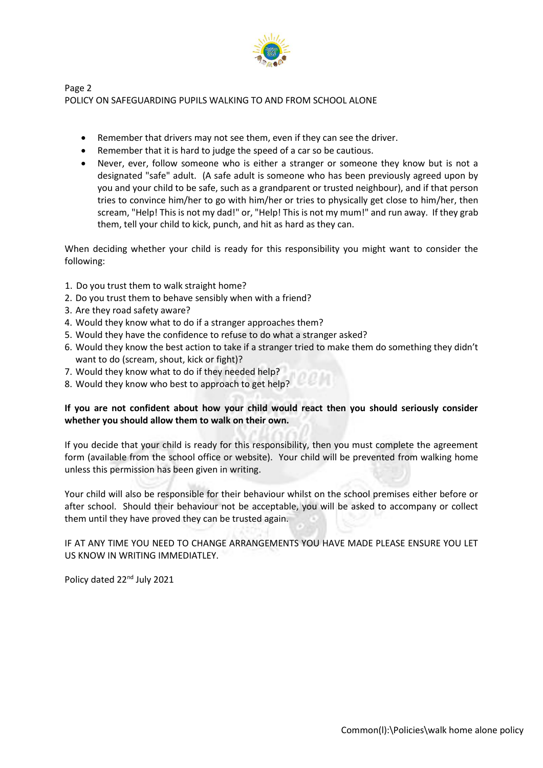POLICY ON SAFEGUARDING PUPILS WALKING TO AND FROM SCHOOL ALONE

- Remember that drivers may not see them, even if they can see the driver.
- Remember that it is hard to judge the speed of a car so be cautious.
- Never, ever, follow someone who is either a stranger or someone they know but is not a designated "safe" adult. (A safe adult is someone who has been previously agreed upon by you and your child to be safe, such as a grandparent or trusted neighbour), and if that person tries to convince him/her to go with him/her or tries to physically get close to him/her, then scream, "Help! This is not my dad!" or, "Help! This is not my mum!" and run away. If they grab them, tell your child to kick, punch, and hit as hard as they can.

When deciding whether your child is ready for this responsibility you might want to consider the following:

1. Do you trust them to walk straight home?
2. Do you trust them to behave sensibly when with a friend?
3. Are they road safety aware?
4. Would they know what to do if a stranger approaches them?
5. Would they have the confidence to refuse to do what a stranger asked?
6. Would they know the best action to take if a stranger tried to make them do something they didn't want to do (scream, shout, kick or fight)?
7. Would they know what to do if they needed help?
8. Would they know who best to approach to get help?

**If you are not confident about how your child would react then you should seriously consider whether you should allow them to walk on their own.**

If you decide that your child is ready for this responsibility, then you must complete the agreement form (available from the school office or website). Your child will be prevented from walking home unless this permission has been given in writing.

Your child will also be responsible for their behaviour whilst on the school premises either before or after school. Should their behaviour not be acceptable, you will be asked to accompany or collect them until they have proved they can be trusted again.

IF AT ANY TIME YOU NEED TO CHANGE ARRANGEMENTS YOU HAVE MADE PLEASE ENSURE YOU LET US KNOW IN WRITING IMMEDIATLEY.

Policy dated 22nd July 2021